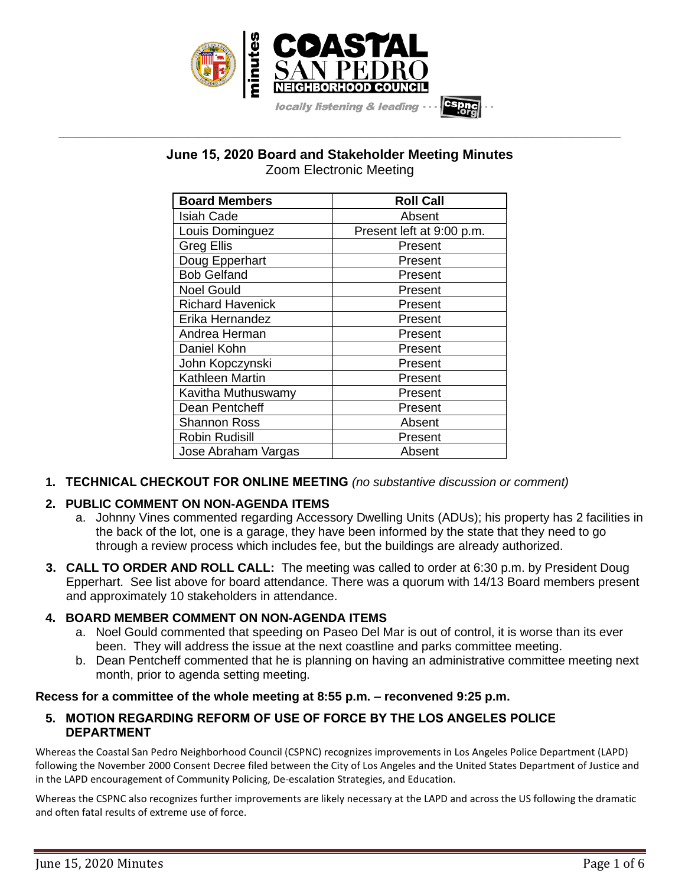minutes

COASTAL SAN PEDRO NEIGHBORHOOD COUNCIL

locally listening & leading ··· cspnc.org ··

## June 15, 2020 Board and Stakeholder Meeting Minutes

Zoom Electronic Meeting

| Board Members | Roll Call |
|---|---|
| Isiah Cade | Absent |
| Louis Dominguez | Present left at 9:00 p.m. |
| Greg Ellis | Present |
| Doug Epperhart | Present |
| Bob Gelfand | Present |
| Noel Gould | Present |
| Richard Havenick | Present |
| Erika Hernandez | Present |
| Andrea Herman | Present |
| Daniel Kohn | Present |
| John Kopczynski | Present |
| Kathleen Martin | Present |
| Kavitha Muthuswamy | Present |
| Dean Pentcheff | Present |
| Shannon Ross | Absent |
| Robin Rudisill | Present |
| Jose Abraham Vargas | Absent |

1. **TECHNICAL CHECKOUT FOR ONLINE MEETING** *(no substantive discussion or comment)*

2. **PUBLIC COMMENT ON NON-AGENDA ITEMS**
   a. Johnny Vines commented regarding Accessory Dwelling Units (ADUs); his property has 2 facilities in the back of the lot, one is a garage, they have been informed by the state that they need to go through a review process which includes fee, but the buildings are already authorized.

3. **CALL TO ORDER AND ROLL CALL:** The meeting was called to order at 6:30 p.m. by President Doug Epperhart. See list above for board attendance. There was a quorum with 14/13 Board members present and approximately 10 stakeholders in attendance.

4. **BOARD MEMBER COMMENT ON NON-AGENDA ITEMS**
   a. Noel Gould commented that speeding on Paseo Del Mar is out of control, it is worse than its ever been. They will address the issue at the next coastline and parks committee meeting.
   b. Dean Pentcheff commented that he is planning on having an administrative committee meeting next month, prior to agenda setting meeting.

**Recess for a committee of the whole meeting at 8:55 p.m. – reconvened 9:25 p.m.**

5. **MOTION REGARDING REFORM OF USE OF FORCE BY THE LOS ANGELES POLICE DEPARTMENT**

Whereas the Coastal San Pedro Neighborhood Council (CSPNC) recognizes improvements in Los Angeles Police Department (LAPD) following the November 2000 Consent Decree filed between the City of Los Angeles and the United States Department of Justice and in the LAPD encouragement of Community Policing, De-escalation Strategies, and Education.

Whereas the CSPNC also recognizes further improvements are likely necessary at the LAPD and across the US following the dramatic and often fatal results of extreme use of force.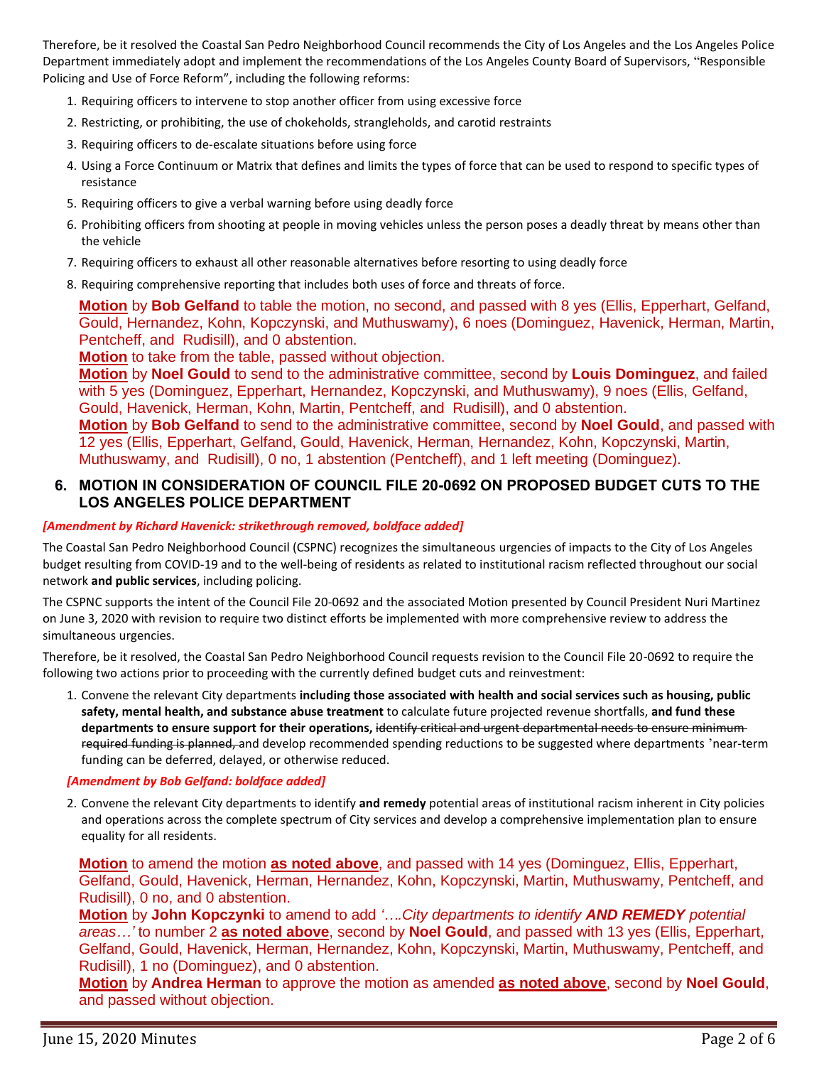Therefore, be it resolved the Coastal San Pedro Neighborhood Council recommends the City of Los Angeles and the Los Angeles Police Department immediately adopt and implement the recommendations of the Los Angeles County Board of Supervisors, "Responsible Policing and Use of Force Reform", including the following reforms:

1. Requiring officers to intervene to stop another officer from using excessive force
2. Restricting, or prohibiting, the use of chokeholds, strangleholds, and carotid restraints
3. Requiring officers to de-escalate situations before using force
4. Using a Force Continuum or Matrix that defines and limits the types of force that can be used to respond to specific types of resistance
5. Requiring officers to give a verbal warning before using deadly force
6. Prohibiting officers from shooting at people in moving vehicles unless the person poses a deadly threat by means other than the vehicle
7. Requiring officers to exhaust all other reasonable alternatives before resorting to using deadly force
8. Requiring comprehensive reporting that includes both uses of force and threats of force.

**Motion** by **Bob Gelfand** to table the motion, no second, and passed with 8 yes (Ellis, Epperhart, Gelfand, Gould, Hernandez, Kohn, Kopczynski, and Muthuswamy), 6 noes (Dominguez, Havenick, Herman, Martin, Pentcheff, and Rudisill), and 0 abstention.
**Motion** to take from the table, passed without objection.
**Motion** by **Noel Gould** to send to the administrative committee, second by **Louis Dominguez**, and failed with 5 yes (Dominguez, Epperhart, Hernandez, Kopczynski, and Muthuswamy), 9 noes (Ellis, Gelfand, Gould, Havenick, Herman, Kohn, Martin, Pentcheff, and Rudisill), and 0 abstention.
**Motion** by **Bob Gelfand** to send to the administrative committee, second by **Noel Gould**, and passed with 12 yes (Ellis, Epperhart, Gelfand, Gould, Havenick, Herman, Hernandez, Kohn, Kopczynski, Martin, Muthuswamy, and Rudisill), 0 no, 1 abstention (Pentcheff), and 1 left meeting (Dominguez).

## 6. MOTION IN CONSIDERATION OF COUNCIL FILE 20-0692 ON PROPOSED BUDGET CUTS TO THE LOS ANGELES POLICE DEPARTMENT

***[Amendment by Richard Havenick: strikethrough removed, boldface added]***

The Coastal San Pedro Neighborhood Council (CSPNC) recognizes the simultaneous urgencies of impacts to the City of Los Angeles budget resulting from COVID-19 and to the well-being of residents as related to institutional racism reflected throughout our social network **and public services**, including policing.

The CSPNC supports the intent of the Council File 20-0692 and the associated Motion presented by Council President Nuri Martinez on June 3, 2020 with revision to require two distinct efforts be implemented with more comprehensive review to address the simultaneous urgencies.

Therefore, be it resolved, the Coastal San Pedro Neighborhood Council requests revision to the Council File 20-0692 to require the following two actions prior to proceeding with the currently defined budget cuts and reinvestment:

1. Convene the relevant City departments **including those associated with health and social services such as housing, public safety, mental health, and substance abuse treatment** to calculate future projected revenue shortfalls, **and fund these departments to ensure support for their operations,** ~~identify critical and urgent departmental needs to ensure minimum required funding is planned,~~ and develop recommended spending reductions to be suggested where departments 'near-term funding can be deferred, delayed, or otherwise reduced.

***[Amendment by Bob Gelfand: boldface added]***

2. Convene the relevant City departments to identify **and remedy** potential areas of institutional racism inherent in City policies and operations across the complete spectrum of City services and develop a comprehensive implementation plan to ensure equality for all residents.

**Motion** to amend the motion **as noted above**, and passed with 14 yes (Dominguez, Ellis, Epperhart, Gelfand, Gould, Havenick, Herman, Hernandez, Kohn, Kopczynski, Martin, Muthuswamy, Pentcheff, and Rudisill), 0 no, and 0 abstention.
**Motion** by **John Kopczynki** to amend to add *'….City departments to identify **AND REMEDY** potential areas…'* to number 2 **as noted above**, second by **Noel Gould**, and passed with 13 yes (Ellis, Epperhart, Gelfand, Gould, Havenick, Herman, Hernandez, Kohn, Kopczynski, Martin, Muthuswamy, Pentcheff, and Rudisill), 1 no (Dominguez), and 0 abstention.
**Motion** by **Andrea Herman** to approve the motion as amended **as noted above**, second by **Noel Gould**, and passed without objection.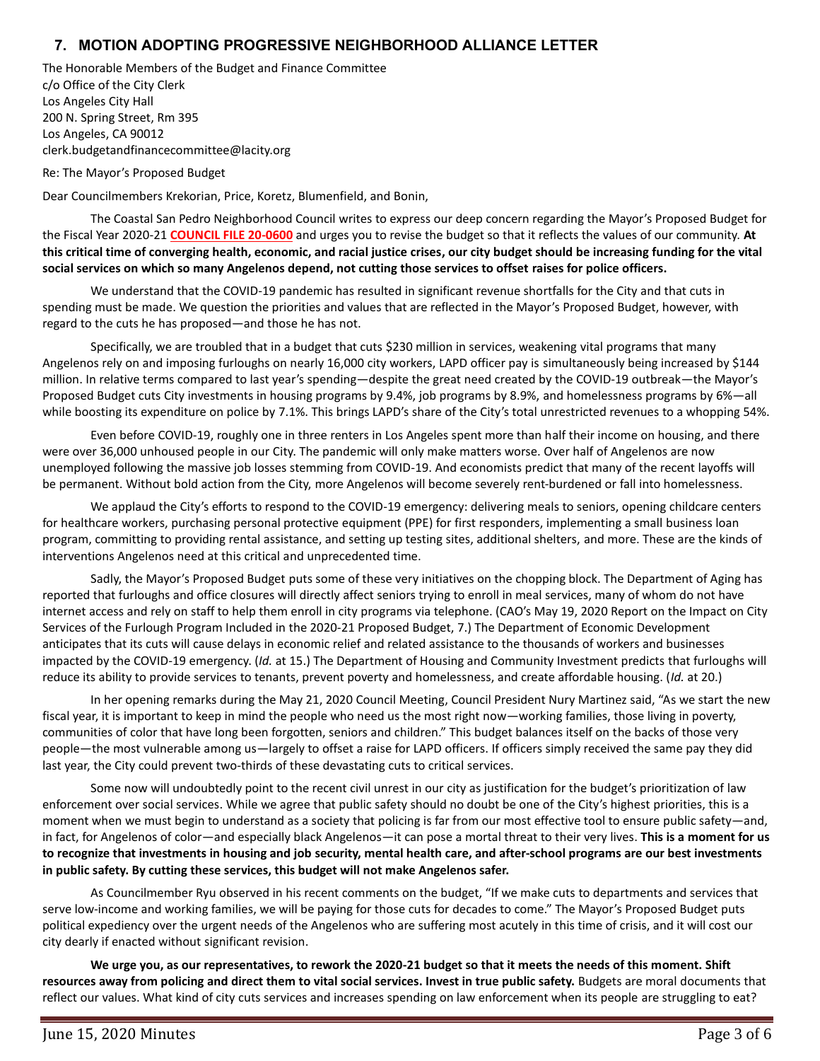## 7. MOTION ADOPTING PROGRESSIVE NEIGHBORHOOD ALLIANCE LETTER

The Honorable Members of the Budget and Finance Committee
c/o Office of the City Clerk
Los Angeles City Hall
200 N. Spring Street, Rm 395
Los Angeles, CA 90012
clerk.budgetandfinancecommittee@lacity.org

Re: The Mayor's Proposed Budget

Dear Councilmembers Krekorian, Price, Koretz, Blumenfield, and Bonin,

The Coastal San Pedro Neighborhood Council writes to express our deep concern regarding the Mayor's Proposed Budget for the Fiscal Year 2020-21 **COUNCIL FILE 20-0600** and urges you to revise the budget so that it reflects the values of our community. **At this critical time of converging health, economic, and racial justice crises, our city budget should be increasing funding for the vital social services on which so many Angelenos depend, not cutting those services to offset raises for police officers.**

We understand that the COVID-19 pandemic has resulted in significant revenue shortfalls for the City and that cuts in spending must be made. We question the priorities and values that are reflected in the Mayor's Proposed Budget, however, with regard to the cuts he has proposed—and those he has not.

Specifically, we are troubled that in a budget that cuts $230 million in services, weakening vital programs that many Angelenos rely on and imposing furloughs on nearly 16,000 city workers, LAPD officer pay is simultaneously being increased by $144 million. In relative terms compared to last year's spending—despite the great need created by the COVID-19 outbreak—the Mayor's Proposed Budget cuts City investments in housing programs by 9.4%, job programs by 8.9%, and homelessness programs by 6%—all while boosting its expenditure on police by 7.1%. This brings LAPD's share of the City's total unrestricted revenues to a whopping 54%.

Even before COVID-19, roughly one in three renters in Los Angeles spent more than half their income on housing, and there were over 36,000 unhoused people in our City. The pandemic will only make matters worse. Over half of Angelenos are now unemployed following the massive job losses stemming from COVID-19. And economists predict that many of the recent layoffs will be permanent. Without bold action from the City, more Angelenos will become severely rent-burdened or fall into homelessness.

We applaud the City's efforts to respond to the COVID-19 emergency: delivering meals to seniors, opening childcare centers for healthcare workers, purchasing personal protective equipment (PPE) for first responders, implementing a small business loan program, committing to providing rental assistance, and setting up testing sites, additional shelters, and more. These are the kinds of interventions Angelenos need at this critical and unprecedented time.

Sadly, the Mayor's Proposed Budget puts some of these very initiatives on the chopping block. The Department of Aging has reported that furloughs and office closures will directly affect seniors trying to enroll in meal services, many of whom do not have internet access and rely on staff to help them enroll in city programs via telephone. (CAO's May 19, 2020 Report on the Impact on City Services of the Furlough Program Included in the 2020-21 Proposed Budget, 7.) The Department of Economic Development anticipates that its cuts will cause delays in economic relief and related assistance to the thousands of workers and businesses impacted by the COVID-19 emergency. (*Id.* at 15.) The Department of Housing and Community Investment predicts that furloughs will reduce its ability to provide services to tenants, prevent poverty and homelessness, and create affordable housing. (*Id.* at 20.)

In her opening remarks during the May 21, 2020 Council Meeting, Council President Nury Martinez said, "As we start the new fiscal year, it is important to keep in mind the people who need us the most right now—working families, those living in poverty, communities of color that have long been forgotten, seniors and children." This budget balances itself on the backs of those very people—the most vulnerable among us—largely to offset a raise for LAPD officers. If officers simply received the same pay they did last year, the City could prevent two-thirds of these devastating cuts to critical services.

Some now will undoubtedly point to the recent civil unrest in our city as justification for the budget's prioritization of law enforcement over social services. While we agree that public safety should no doubt be one of the City's highest priorities, this is a moment when we must begin to understand as a society that policing is far from our most effective tool to ensure public safety—and, in fact, for Angelenos of color—and especially black Angelenos—it can pose a mortal threat to their very lives. **This is a moment for us to recognize that investments in housing and job security, mental health care, and after-school programs are our best investments in public safety. By cutting these services, this budget will not make Angelenos safer.**

As Councilmember Ryu observed in his recent comments on the budget, "If we make cuts to departments and services that serve low-income and working families, we will be paying for those cuts for decades to come." The Mayor's Proposed Budget puts political expediency over the urgent needs of the Angelenos who are suffering most acutely in this time of crisis, and it will cost our city dearly if enacted without significant revision.

**We urge you, as our representatives, to rework the 2020-21 budget so that it meets the needs of this moment. Shift resources away from policing and direct them to vital social services. Invest in true public safety.** Budgets are moral documents that reflect our values. What kind of city cuts services and increases spending on law enforcement when its people are struggling to eat?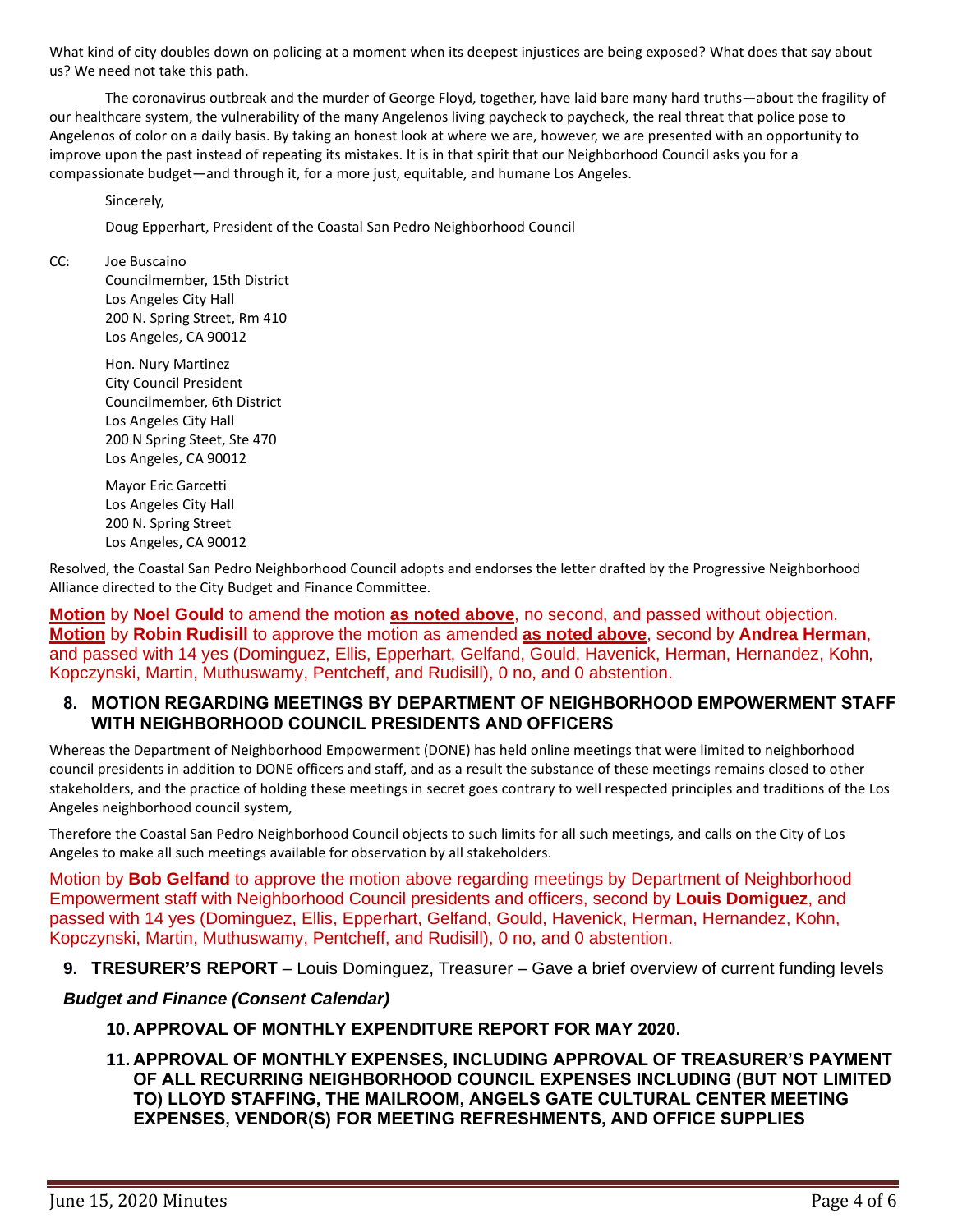What kind of city doubles down on policing at a moment when its deepest injustices are being exposed? What does that say about us? We need not take this path.

The coronavirus outbreak and the murder of George Floyd, together, have laid bare many hard truths—about the fragility of our healthcare system, the vulnerability of the many Angelenos living paycheck to paycheck, the real threat that police pose to Angelenos of color on a daily basis. By taking an honest look at where we are, however, we are presented with an opportunity to improve upon the past instead of repeating its mistakes. It is in that spirit that our Neighborhood Council asks you for a compassionate budget—and through it, for a more just, equitable, and humane Los Angeles.

Sincerely,

Doug Epperhart, President of the Coastal San Pedro Neighborhood Council

CC: Joe Buscaino
Councilmember, 15th District
Los Angeles City Hall
200 N. Spring Street, Rm 410
Los Angeles, CA 90012

Hon. Nury Martinez
City Council President
Councilmember, 6th District
Los Angeles City Hall
200 N Spring Steet, Ste 470
Los Angeles, CA 90012

Mayor Eric Garcetti
Los Angeles City Hall
200 N. Spring Street
Los Angeles, CA 90012

Resolved, the Coastal San Pedro Neighborhood Council adopts and endorses the letter drafted by the Progressive Neighborhood Alliance directed to the City Budget and Finance Committee.

**Motion** by **Noel Gould** to amend the motion **as noted above**, no second, and passed without objection.
**Motion** by **Robin Rudisill** to approve the motion as amended **as noted above**, second by **Andrea Herman**, and passed with 14 yes (Dominguez, Ellis, Epperhart, Gelfand, Gould, Havenick, Herman, Hernandez, Kohn, Kopczynski, Martin, Muthuswamy, Pentcheff, and Rudisill), 0 no, and 0 abstention.

## 8. MOTION REGARDING MEETINGS BY DEPARTMENT OF NEIGHBORHOOD EMPOWERMENT STAFF WITH NEIGHBORHOOD COUNCIL PRESIDENTS AND OFFICERS

Whereas the Department of Neighborhood Empowerment (DONE) has held online meetings that were limited to neighborhood council presidents in addition to DONE officers and staff, and as a result the substance of these meetings remains closed to other stakeholders, and the practice of holding these meetings in secret goes contrary to well respected principles and traditions of the Los Angeles neighborhood council system,

Therefore the Coastal San Pedro Neighborhood Council objects to such limits for all such meetings, and calls on the City of Los Angeles to make all such meetings available for observation by all stakeholders.

Motion by **Bob Gelfand** to approve the motion above regarding meetings by Department of Neighborhood Empowerment staff with Neighborhood Council presidents and officers, second by **Louis Domiguez**, and passed with 14 yes (Dominguez, Ellis, Epperhart, Gelfand, Gould, Havenick, Herman, Hernandez, Kohn, Kopczynski, Martin, Muthuswamy, Pentcheff, and Rudisill), 0 no, and 0 abstention.

**9. TRESURER'S REPORT** – Louis Dominguez, Treasurer – Gave a brief overview of current funding levels

***Budget and Finance (Consent Calendar)***

**10. APPROVAL OF MONTHLY EXPENDITURE REPORT FOR MAY 2020.**

**11. APPROVAL OF MONTHLY EXPENSES, INCLUDING APPROVAL OF TREASURER'S PAYMENT OF ALL RECURRING NEIGHBORHOOD COUNCIL EXPENSES INCLUDING (BUT NOT LIMITED TO) LLOYD STAFFING, THE MAILROOM, ANGELS GATE CULTURAL CENTER MEETING EXPENSES, VENDOR(S) FOR MEETING REFRESHMENTS, AND OFFICE SUPPLIES**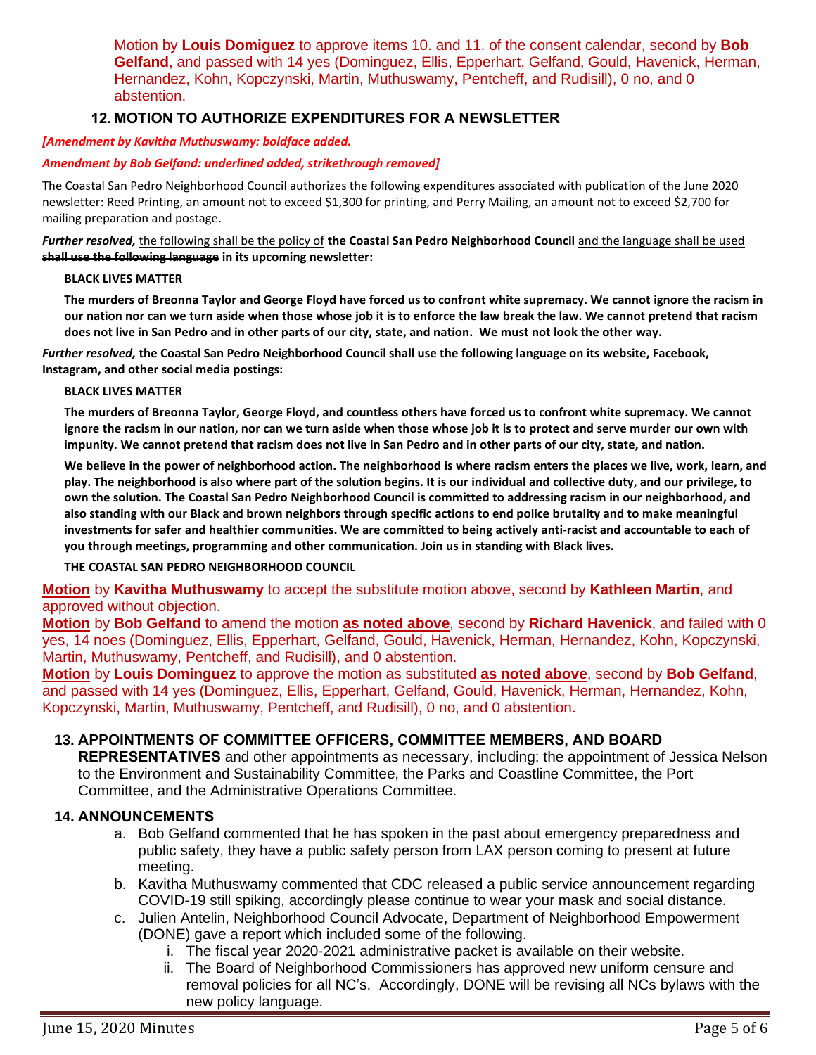Motion by **Louis Domiguez** to approve items 10. and 11. of the consent calendar, second by **Bob Gelfand**, and passed with 14 yes (Dominguez, Ellis, Epperhart, Gelfand, Gould, Havenick, Herman, Hernandez, Kohn, Kopczynski, Martin, Muthuswamy, Pentcheff, and Rudisill), 0 no, and 0 abstention.

## 12. MOTION TO AUTHORIZE EXPENDITURES FOR A NEWSLETTER

***[Amendment by Kavitha Muthuswamy: boldface added.***

***Amendment by Bob Gelfand: underlined added, strikethrough removed]***

The Coastal San Pedro Neighborhood Council authorizes the following expenditures associated with publication of the June 2020 newsletter: Reed Printing, an amount not to exceed $1,300 for printing, and Perry Mailing, an amount not to exceed $2,700 for mailing preparation and postage.

***Further resolved,*** <u>the following shall be the policy of</u> **the Coastal San Pedro Neighborhood Council** <u>and the language shall be used</u> **~~shall use the following language~~ in its upcoming newsletter:**

**BLACK LIVES MATTER**

**The murders of Breonna Taylor and George Floyd have forced us to confront white supremacy. We cannot ignore the racism in our nation nor can we turn aside when those whose job it is to enforce the law break the law. We cannot pretend that racism does not live in San Pedro and in other parts of our city, state, and nation. We must not look the other way.**

***Further resolved,*** **the Coastal San Pedro Neighborhood Council shall use the following language on its website, Facebook, Instagram, and other social media postings:**

**BLACK LIVES MATTER**

**The murders of Breonna Taylor, George Floyd, and countless others have forced us to confront white supremacy. We cannot ignore the racism in our nation, nor can we turn aside when those whose job it is to protect and serve murder our own with impunity. We cannot pretend that racism does not live in San Pedro and in other parts of our city, state, and nation.**

**We believe in the power of neighborhood action. The neighborhood is where racism enters the places we live, work, learn, and play. The neighborhood is also where part of the solution begins. It is our individual and collective duty, and our privilege, to own the solution. The Coastal San Pedro Neighborhood Council is committed to addressing racism in our neighborhood, and also standing with our Black and brown neighbors through specific actions to end police brutality and to make meaningful investments for safer and healthier communities. We are committed to being actively anti-racist and accountable to each of you through meetings, programming and other communication. Join us in standing with Black lives.**

**THE COASTAL SAN PEDRO NEIGHBORHOOD COUNCIL**

<u>**Motion**</u> by **Kavitha Muthuswamy** to accept the substitute motion above, second by **Kathleen Martin**, and approved without objection.

<u>**Motion**</u> by **Bob Gelfand** to amend the motion <u>**as noted above**</u>, second by **Richard Havenick**, and failed with 0 yes, 14 noes (Dominguez, Ellis, Epperhart, Gelfand, Gould, Havenick, Herman, Hernandez, Kohn, Kopczynski, Martin, Muthuswamy, Pentcheff, and Rudisill), and 0 abstention.

<u>**Motion**</u> by **Louis Dominguez** to approve the motion as substituted <u>**as noted above**</u>, second by **Bob Gelfand**, and passed with 14 yes (Dominguez, Ellis, Epperhart, Gelfand, Gould, Havenick, Herman, Hernandez, Kohn, Kopczynski, Martin, Muthuswamy, Pentcheff, and Rudisill), 0 no, and 0 abstention.

## 13. APPOINTMENTS OF COMMITTEE OFFICERS, COMMITTEE MEMBERS, AND BOARD REPRESENTATIVES

and other appointments as necessary, including: the appointment of Jessica Nelson to the Environment and Sustainability Committee, the Parks and Coastline Committee, the Port Committee, and the Administrative Operations Committee.

## 14. ANNOUNCEMENTS

a. Bob Gelfand commented that he has spoken in the past about emergency preparedness and public safety, they have a public safety person from LAX person coming to present at future meeting.
b. Kavitha Muthuswamy commented that CDC released a public service announcement regarding COVID-19 still spiking, accordingly please continue to wear your mask and social distance.
c. Julien Antelin, Neighborhood Council Advocate, Department of Neighborhood Empowerment (DONE) gave a report which included some of the following.
   i. The fiscal year 2020-2021 administrative packet is available on their website.
   ii. The Board of Neighborhood Commissioners has approved new uniform censure and removal policies for all NC's. Accordingly, DONE will be revising all NCs bylaws with the new policy language.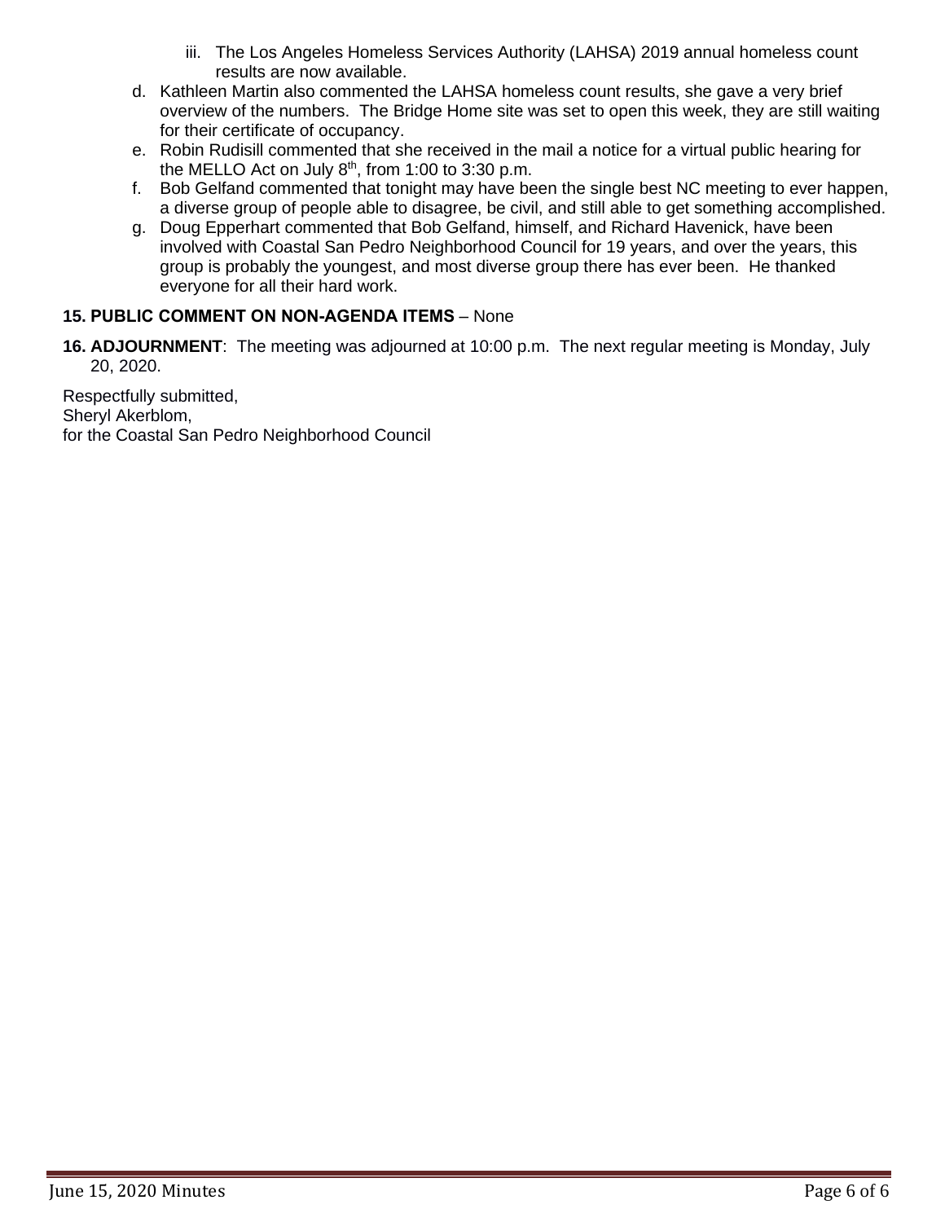iii. The Los Angeles Homeless Services Authority (LAHSA) 2019 annual homeless count results are now available.

d. Kathleen Martin also commented the LAHSA homeless count results, she gave a very brief overview of the numbers. The Bridge Home site was set to open this week, they are still waiting for their certificate of occupancy.

e. Robin Rudisill commented that she received in the mail a notice for a virtual public hearing for the MELLO Act on July 8th, from 1:00 to 3:30 p.m.

f. Bob Gelfand commented that tonight may have been the single best NC meeting to ever happen, a diverse group of people able to disagree, be civil, and still able to get something accomplished.

g. Doug Epperhart commented that Bob Gelfand, himself, and Richard Havenick, have been involved with Coastal San Pedro Neighborhood Council for 19 years, and over the years, this group is probably the youngest, and most diverse group there has ever been. He thanked everyone for all their hard work.

**15. PUBLIC COMMENT ON NON-AGENDA ITEMS** – None

**16. ADJOURNMENT**: The meeting was adjourned at 10:00 p.m. The next regular meeting is Monday, July 20, 2020.

Respectfully submitted,
Sheryl Akerblom,
for the Coastal San Pedro Neighborhood Council